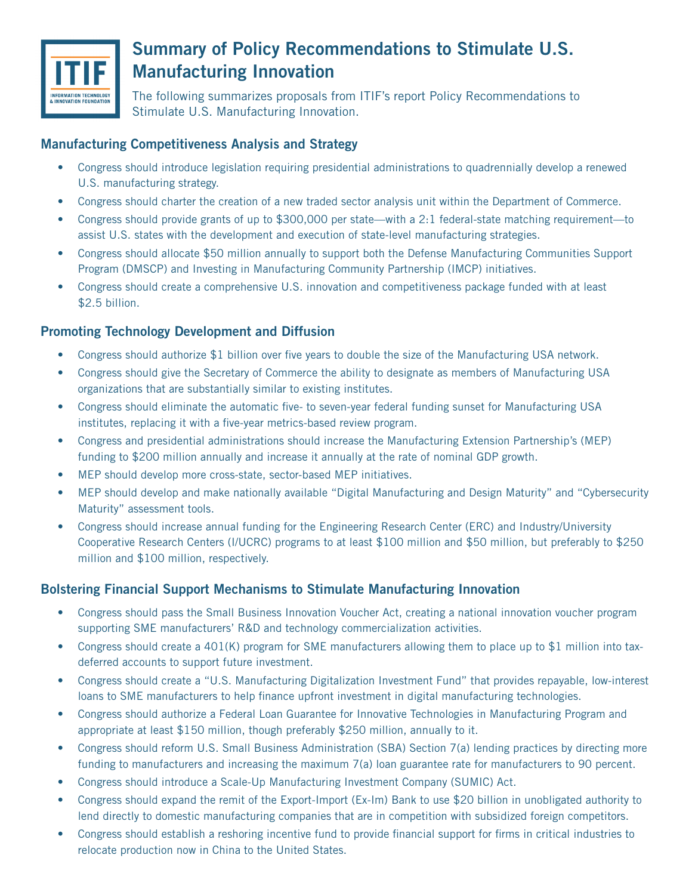# Summary of Policy Recommendations to Stimulate U.S. Manufacturing Innovation

The following summarizes proposals from ITIF's report Policy Recommendations to Stimulate U.S. Manufacturing Innovation.

## Manufacturing Competitiveness Analysis and Strategy

- Congress should introduce legislation requiring presidential administrations to quadrennially develop a renewed U.S. manufacturing strategy.
- Congress should charter the creation of a new traded sector analysis unit within the Department of Commerce.
- Congress should provide grants of up to $300,000 per state—with a 2:1 federal-state matching requirement—to assist U.S. states with the development and execution of state-level manufacturing strategies.
- Congress should allocate $50 million annually to support both the Defense Manufacturing Communities Support Program (DMSCP) and Investing in Manufacturing Community Partnership (IMCP) initiatives.
- Congress should create a comprehensive U.S. innovation and competitiveness package funded with at least $2.5 billion.

## Promoting Technology Development and Diffusion

- Congress should authorize $1 billion over five years to double the size of the Manufacturing USA network.
- Congress should give the Secretary of Commerce the ability to designate as members of Manufacturing USA organizations that are substantially similar to existing institutes.
- Congress should eliminate the automatic five- to seven-year federal funding sunset for Manufacturing USA institutes, replacing it with a five-year metrics-based review program.
- Congress and presidential administrations should increase the Manufacturing Extension Partnership's (MEP) funding to $200 million annually and increase it annually at the rate of nominal GDP growth.
- MEP should develop more cross-state, sector-based MEP initiatives.
- MEP should develop and make nationally available "Digital Manufacturing and Design Maturity" and "Cybersecurity Maturity" assessment tools.
- Congress should increase annual funding for the Engineering Research Center (ERC) and Industry/University Cooperative Research Centers (I/UCRC) programs to at least $100 million and $50 million, but preferably to $250 million and $100 million, respectively.

## Bolstering Financial Support Mechanisms to Stimulate Manufacturing Innovation

- Congress should pass the Small Business Innovation Voucher Act, creating a national innovation voucher program supporting SME manufacturers' R&D and technology commercialization activities.
- Congress should create a 401(K) program for SME manufacturers allowing them to place up to $1 million into tax-deferred accounts to support future investment.
- Congress should create a "U.S. Manufacturing Digitalization Investment Fund" that provides repayable, low-interest loans to SME manufacturers to help finance upfront investment in digital manufacturing technologies.
- Congress should authorize a Federal Loan Guarantee for Innovative Technologies in Manufacturing Program and appropriate at least $150 million, though preferably $250 million, annually to it.
- Congress should reform U.S. Small Business Administration (SBA) Section 7(a) lending practices by directing more funding to manufacturers and increasing the maximum 7(a) loan guarantee rate for manufacturers to 90 percent.
- Congress should introduce a Scale-Up Manufacturing Investment Company (SUMIC) Act.
- Congress should expand the remit of the Export-Import (Ex-Im) Bank to use $20 billion in unobligated authority to lend directly to domestic manufacturing companies that are in competition with subsidized foreign competitors.
- Congress should establish a reshoring incentive fund to provide financial support for firms in critical industries to relocate production now in China to the United States.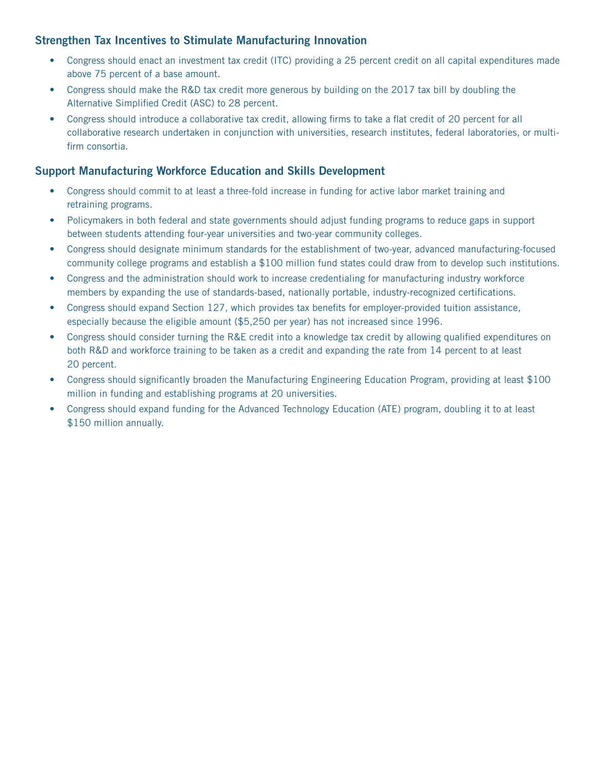## Strengthen Tax Incentives to Stimulate Manufacturing Innovation

- Congress should enact an investment tax credit (ITC) providing a 25 percent credit on all capital expenditures made above 75 percent of a base amount.
- Congress should make the R&D tax credit more generous by building on the 2017 tax bill by doubling the Alternative Simplified Credit (ASC) to 28 percent.
- Congress should introduce a collaborative tax credit, allowing firms to take a flat credit of 20 percent for all collaborative research undertaken in conjunction with universities, research institutes, federal laboratories, or multi-firm consortia.

## Support Manufacturing Workforce Education and Skills Development

- Congress should commit to at least a three-fold increase in funding for active labor market training and retraining programs.
- Policymakers in both federal and state governments should adjust funding programs to reduce gaps in support between students attending four-year universities and two-year community colleges.
- Congress should designate minimum standards for the establishment of two-year, advanced manufacturing-focused community college programs and establish a $100 million fund states could draw from to develop such institutions.
- Congress and the administration should work to increase credentialing for manufacturing industry workforce members by expanding the use of standards-based, nationally portable, industry-recognized certifications.
- Congress should expand Section 127, which provides tax benefits for employer-provided tuition assistance, especially because the eligible amount ($5,250 per year) has not increased since 1996.
- Congress should consider turning the R&E credit into a knowledge tax credit by allowing qualified expenditures on both R&D and workforce training to be taken as a credit and expanding the rate from 14 percent to at least 20 percent.
- Congress should significantly broaden the Manufacturing Engineering Education Program, providing at least $100 million in funding and establishing programs at 20 universities.
- Congress should expand funding for the Advanced Technology Education (ATE) program, doubling it to at least $150 million annually.